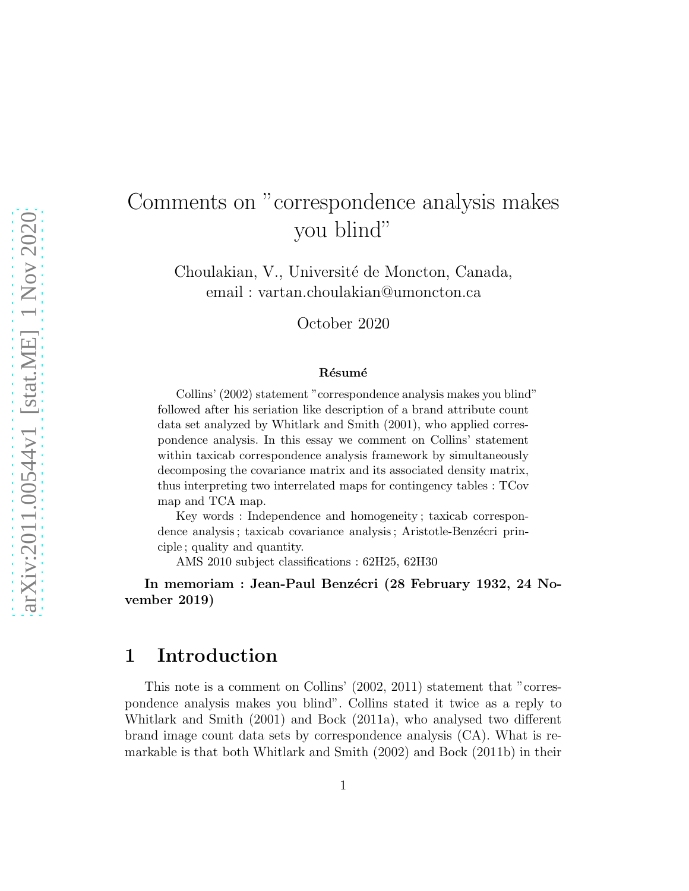# Comments on "correspondence analysis makes you blind"

Choulakian, V., Université de Moncton, Canada,
email : vartan.choulakian@umoncton.ca

October 2020

**Résumé**

Collins' (2002) statement "correspondence analysis makes you blind" followed after his seriation like description of a brand attribute count data set analyzed by Whitlark and Smith (2001), who applied correspondence analysis. In this essay we comment on Collins' statement within taxicab correspondence analysis framework by simultaneously decomposing the covariance matrix and its associated density matrix, thus interpreting two interrelated maps for contingency tables : TCov map and TCA map.

Key words : Independence and homogeneity ; taxicab correspondence analysis ; taxicab covariance analysis ; Aristotle-Benzécri principle ; quality and quantity.

AMS 2010 subject classifications : 62H25, 62H30

**In memoriam : Jean-Paul Benzécri (28 February 1932, 24 November 2019)**

## 1 Introduction

This note is a comment on Collins' (2002, 2011) statement that "correspondence analysis makes you blind". Collins stated it twice as a reply to Whitlark and Smith (2001) and Bock (2011a), who analysed two different brand image count data sets by correspondence analysis (CA). What is remarkable is that both Whitlark and Smith (2002) and Bock (2011b) in their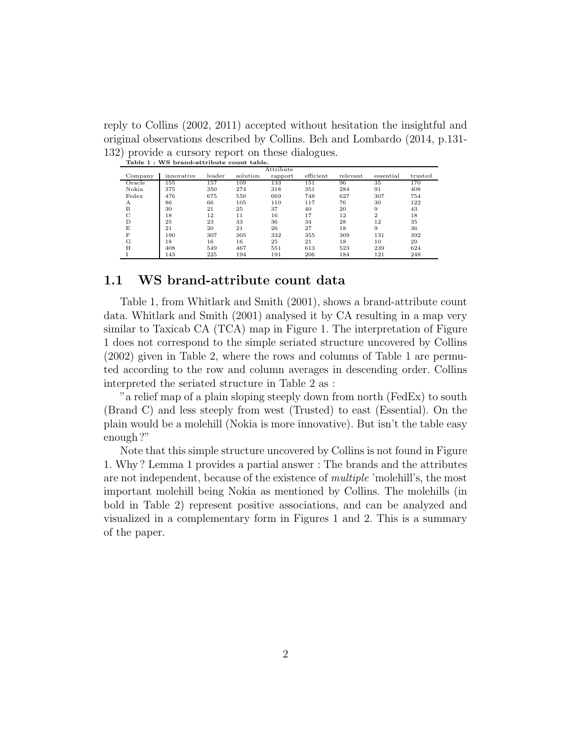reply to Collins (2002, 2011) accepted without hesitation the insightful and original observations described by Collins. Beh and Lombardo (2014, p.131-132) provide a cursory report on these dialogues.

**Table 1 : WS brand-attribute count table.**

| | Attribute | | | | | | | |
|---|---|---|---|---|---|---|---|---|
| Company | innovative | leader | solution | rapport | efficient | relevant | essential | trusted |
| Oracle | 155 | 157 | 109 | 133 | 151 | 96 | 35 | 170 |
| Nokia | 375 | 350 | 274 | 318 | 351 | 284 | 91 | 408 |
| Fedex | 476 | 675 | 550 | 669 | 748 | 627 | 307 | 754 |
| A | 86 | 66 | 105 | 110 | 117 | 76 | 30 | 122 |
| B | 30 | 21 | 25 | 37 | 40 | 20 | 9 | 43 |
| C | 18 | 12 | 11 | 16 | 17 | 12 | 2 | 18 |
| D | 25 | 23 | 33 | 36 | 34 | 28 | 12 | 35 |
| E | 21 | 20 | 21 | 26 | 27 | 18 | 9 | 36 |
| F | 190 | 307 | 305 | 332 | 355 | 309 | 131 | 392 |
| G | 18 | 16 | 16 | 25 | 21 | 18 | 10 | 29 |
| H | 408 | 549 | 467 | 551 | 613 | 523 | 239 | 624 |
| I | 143 | 225 | 194 | 191 | 206 | 184 | 121 | 248 |

## 1.1 WS brand-attribute count data

Table 1, from Whitlark and Smith (2001), shows a brand-attribute count data. Whitlark and Smith (2001) analysed it by CA resulting in a map very similar to Taxicab CA (TCA) map in Figure 1. The interpretation of Figure 1 does not correspond to the simple seriated structure uncovered by Collins (2002) given in Table 2, where the rows and columns of Table 1 are permuted according to the row and column averages in descending order. Collins interpreted the seriated structure in Table 2 as :

"a relief map of a plain sloping steeply down from north (FedEx) to south (Brand C) and less steeply from west (Trusted) to east (Essential). On the plain would be a molehill (Nokia is more innovative). But isn't the table easy enough ?"

Note that this simple structure uncovered by Collins is not found in Figure 1. Why ? Lemma 1 provides a partial answer : The brands and the attributes are not independent, because of the existence of *multiple* 'molehill's, the most important molehill being Nokia as mentioned by Collins. The molehills (in bold in Table 2) represent positive associations, and can be analyzed and visualized in a complementary form in Figures 1 and 2. This is a summary of the paper.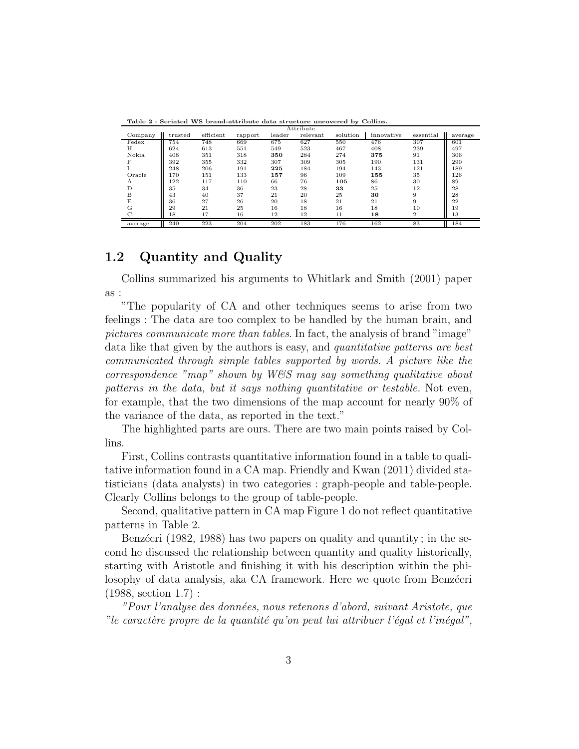**Table 2 : Seriated WS brand-attribute data structure uncovered by Collins.**

| | Attribute | | | | | | | | |
|---|---|---|---|---|---|---|---|---|---|
| Company | trusted | efficient | rapport | leader | relevant | solution | innovative | essential | average |
| Fedex | 754 | 748 | 669 | 675 | 627 | 550 | 476 | 307 | 601 |
| H | 624 | 613 | 551 | 549 | 523 | 467 | 408 | 239 | 497 |
| Nokia | 408 | 351 | 318 | **350** | 284 | 274 | **375** | 91 | 306 |
| F | 392 | 355 | 332 | 307 | 309 | 305 | 190 | 131 | 290 |
| I | 248 | 206 | 191 | **225** | 184 | 194 | 143 | 121 | 189 |
| Oracle | 170 | 151 | 133 | **157** | 96 | 109 | **155** | 35 | 126 |
| A | 122 | 117 | 110 | 66 | 76 | **105** | 86 | 30 | 89 |
| D | 35 | 34 | 36 | 23 | 28 | **33** | 25 | 12 | 28 |
| B | 43 | 40 | 37 | 21 | 20 | 25 | **30** | 9 | 28 |
| E | 36 | 27 | 26 | 20 | 18 | 21 | 21 | 9 | 22 |
| G | 29 | 21 | 25 | 16 | 18 | 16 | 18 | 10 | 19 |
| C | 18 | 17 | 16 | 12 | 12 | 11 | **18** | 2 | 13 |
| average | 240 | 223 | 204 | 202 | 183 | 176 | 162 | 83 | 184 |

## 1.2 Quantity and Quality

Collins summarized his arguments to Whitlark and Smith (2001) paper as :

"The popularity of CA and other techniques seems to arise from two feelings : The data are too complex to be handled by the human brain, and *pictures communicate more than tables*. In fact, the analysis of brand "image" data like that given by the authors is easy, and *quantitative patterns are best communicated through simple tables supported by words. A picture like the correspondence "map" shown by W&S may say something qualitative about patterns in the data, but it says nothing quantitative or testable.* Not even, for example, that the two dimensions of the map account for nearly 90% of the variance of the data, as reported in the text."

The highlighted parts are ours. There are two main points raised by Collins.

First, Collins contrasts quantitative information found in a table to qualitative information found in a CA map. Friendly and Kwan (2011) divided statisticians (data analysts) in two categories : graph-people and table-people. Clearly Collins belongs to the group of table-people.

Second, qualitative pattern in CA map Figure 1 do not reflect quantitative patterns in Table 2.

Benzécri (1982, 1988) has two papers on quality and quantity ; in the second he discussed the relationship between quantity and quality historically, starting with Aristotle and finishing it with his description within the philosophy of data analysis, aka CA framework. Here we quote from Benzécri (1988, section 1.7) :

*"Pour l'analyse des données, nous retenons d'abord, suivant Aristote, que "le caractère propre de la quantité qu'on peut lui attribuer l'égal et l'inégal",*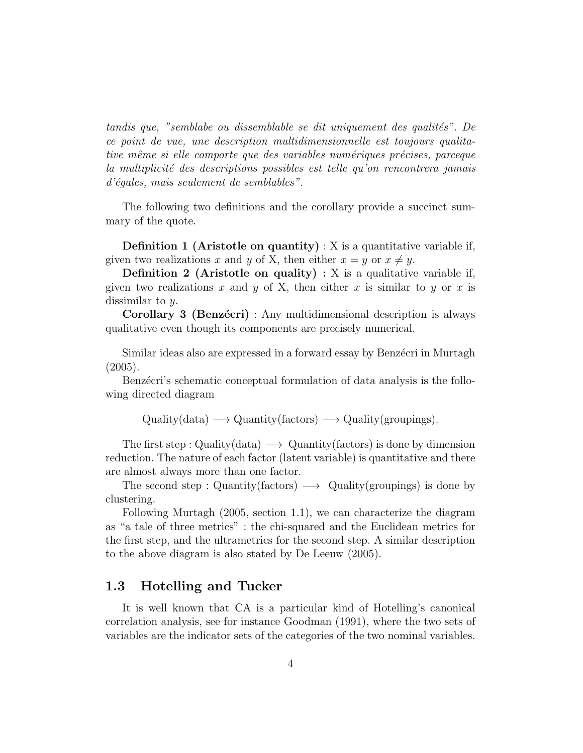*tandis que, "semblabe ou dissemblable se dit uniquement des qualités". De ce point de vue, une description multidimensionnelle est toujours qualitative même si elle comporte que des variables numériques précises, parceque la multiplicité des descriptions possibles est telle qu'on rencontrera jamais d'égales, mais seulement de semblables".*

The following two definitions and the corollary provide a succinct summary of the quote.

**Definition 1 (Aristotle on quantity)** : X is a quantitative variable if, given two realizations $x$ and $y$ of X, then either $x = y$ or $x \neq y$.

**Definition 2 (Aristotle on quality) :** X is a qualitative variable if, given two realizations $x$ and $y$ of X, then either $x$ is similar to $y$ or $x$ is dissimilar to $y$.

**Corollary 3 (Benzécri)** : Any multidimensional description is always qualitative even though its components are precisely numerical.

Similar ideas also are expressed in a forward essay by Benzécri in Murtagh (2005).

Benzécri's schematic conceptual formulation of data analysis is the following directed diagram

$$\text{Quality(data)} \longrightarrow \text{Quantity(factors)} \longrightarrow \text{Quality(groupings)}.$$

The first step : Quality(data) $\longrightarrow$ Quantity(factors) is done by dimension reduction. The nature of each factor (latent variable) is quantitative and there are almost always more than one factor.

The second step : Quantity(factors) $\longrightarrow$ Quality(groupings) is done by clustering.

Following Murtagh (2005, section 1.1), we can characterize the diagram as "a tale of three metrics" : the chi-squared and the Euclidean metrics for the first step, and the ultrametrics for the second step. A similar description to the above diagram is also stated by De Leeuw (2005).

### 1.3 Hotelling and Tucker

It is well known that CA is a particular kind of Hotelling's canonical correlation analysis, see for instance Goodman (1991), where the two sets of variables are the indicator sets of the categories of the two nominal variables.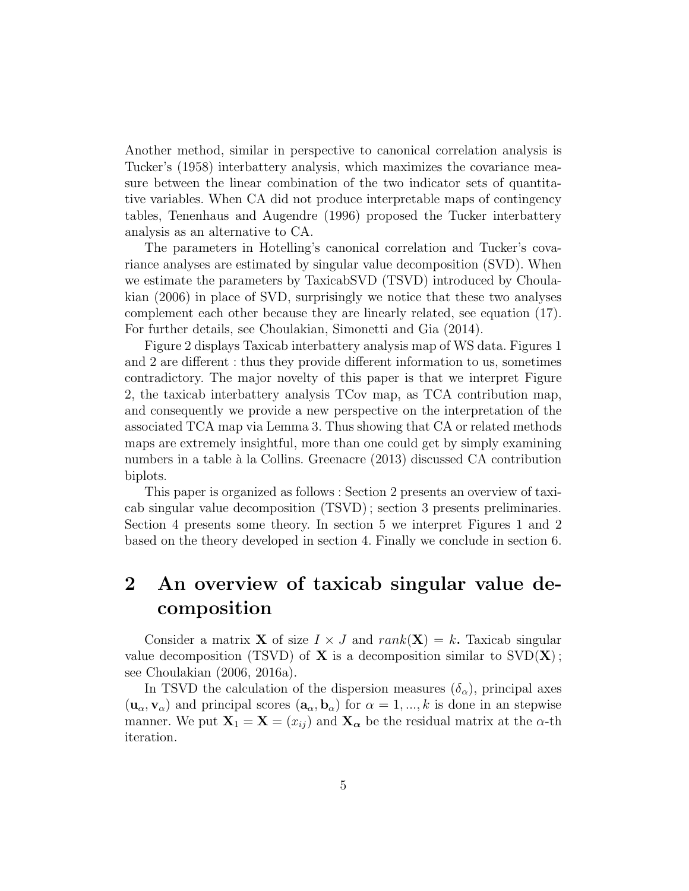Another method, similar in perspective to canonical correlation analysis is Tucker's (1958) interbattery analysis, which maximizes the covariance measure between the linear combination of the two indicator sets of quantitative variables. When CA did not produce interpretable maps of contingency tables, Tenenhaus and Augendre (1996) proposed the Tucker interbattery analysis as an alternative to CA.

The parameters in Hotelling's canonical correlation and Tucker's covariance analyses are estimated by singular value decomposition (SVD). When we estimate the parameters by TaxicabSVD (TSVD) introduced by Choulakian (2006) in place of SVD, surprisingly we notice that these two analyses complement each other because they are linearly related, see equation (17). For further details, see Choulakian, Simonetti and Gia (2014).

Figure 2 displays Taxicab interbattery analysis map of WS data. Figures 1 and 2 are different : thus they provide different information to us, sometimes contradictory. The major novelty of this paper is that we interpret Figure 2, the taxicab interbattery analysis TCov map, as TCA contribution map, and consequently we provide a new perspective on the interpretation of the associated TCA map via Lemma 3. Thus showing that CA or related methods maps are extremely insightful, more than one could get by simply examining numbers in a table à la Collins. Greenacre (2013) discussed CA contribution biplots.

This paper is organized as follows : Section 2 presents an overview of taxicab singular value decomposition (TSVD) ; section 3 presents preliminaries. Section 4 presents some theory. In section 5 we interpret Figures 1 and 2 based on the theory developed in section 4. Finally we conclude in section 6.

# 2 An overview of taxicab singular value decomposition

Consider a matrix $\mathbf{X}$ of size $I \times J$ and $rank(\mathbf{X}) = k$**.** Taxicab singular value decomposition (TSVD) of $\mathbf{X}$ is a decomposition similar to SVD($\mathbf{X}$) ; see Choulakian (2006, 2016a).

In TSVD the calculation of the dispersion measures ($\delta_\alpha$), principal axes ($\mathbf{u}_\alpha, \mathbf{v}_\alpha$) and principal scores ($\mathbf{a}_\alpha, \mathbf{b}_\alpha$) for $\alpha = 1, ..., k$ is done in an stepwise manner. We put $\mathbf{X}_1 = \mathbf{X} = (x_{ij})$ and $\mathbf{X}_{\boldsymbol{\alpha}}$ be the residual matrix at the $\alpha$-th iteration.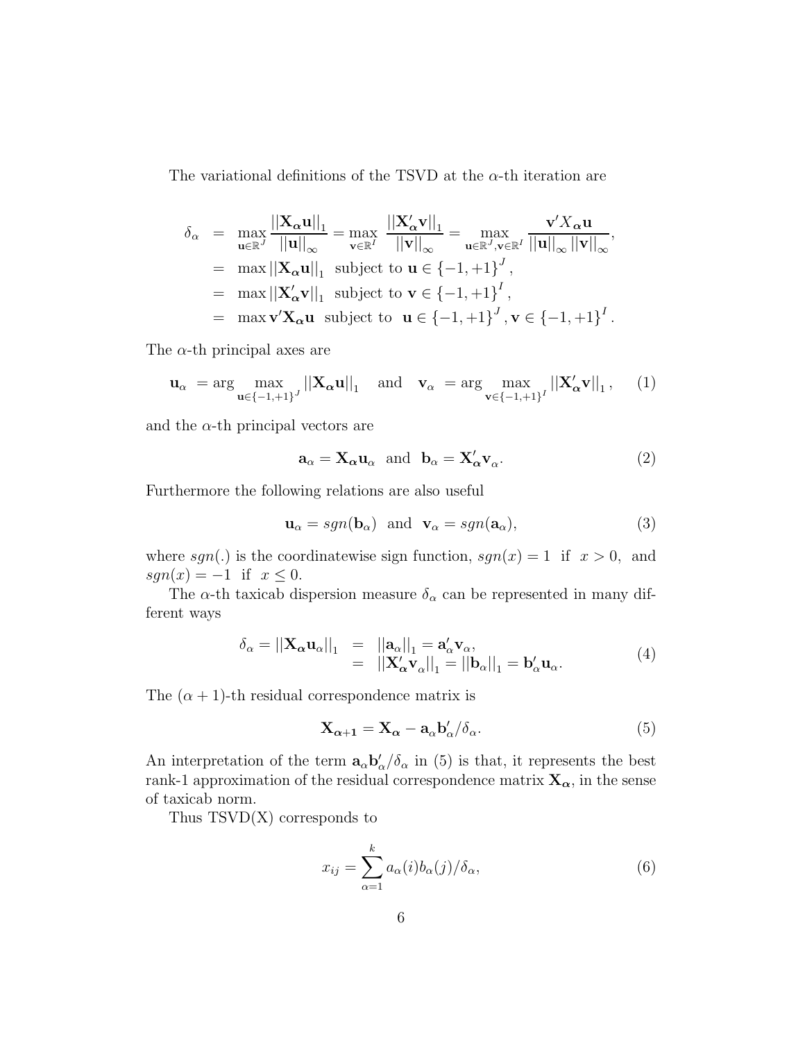The variational definitions of the TSVD at the $\alpha$-th iteration are

$$
\begin{aligned}
\delta_\alpha &= \max_{\mathbf{u}\in\mathbb{R}^J} \frac{||\mathbf{X}_{\boldsymbol{\alpha}}\mathbf{u}||_1}{||\mathbf{u}||_\infty} = \max_{\mathbf{v}\in\mathbb{R}^I} \frac{||\mathbf{X}_{\boldsymbol{\alpha}}'\mathbf{v}||_1}{||\mathbf{v}||_\infty} = \max_{\mathbf{u}\in\mathbb{R}^J,\mathbf{v}\in\mathbb{R}^I} \frac{\mathbf{v}'X_{\boldsymbol{\alpha}}\mathbf{u}}{||\mathbf{u}||_\infty ||\mathbf{v}||_\infty}, \\
&= \max ||\mathbf{X}_{\boldsymbol{\alpha}}\mathbf{u}||_1 \text{ subject to } \mathbf{u}\in\{-1,+1\}^J, \\
&= \max ||\mathbf{X}_{\boldsymbol{\alpha}}'\mathbf{v}||_1 \text{ subject to } \mathbf{v}\in\{-1,+1\}^I, \\
&= \max \mathbf{v}'\mathbf{X}_{\boldsymbol{\alpha}}\mathbf{u} \text{ subject to } \mathbf{u}\in\{-1,+1\}^J, \mathbf{v}\in\{-1,+1\}^I.
\end{aligned}
$$

The $\alpha$-th principal axes are

$$
\mathbf{u}_\alpha = \arg\max_{\mathbf{u}\in\{-1,+1\}^J} ||\mathbf{X}_{\boldsymbol{\alpha}}\mathbf{u}||_1 \quad \text{and} \quad \mathbf{v}_\alpha = \arg\max_{\mathbf{v}\in\{-1,+1\}^I} ||\mathbf{X}_{\boldsymbol{\alpha}}'\mathbf{v}||_1, \tag{1}
$$

and the $\alpha$-th principal vectors are

$$
\mathbf{a}_\alpha = \mathbf{X}_{\boldsymbol{\alpha}}\mathbf{u}_\alpha \text{ and } \mathbf{b}_\alpha = \mathbf{X}_{\boldsymbol{\alpha}}'\mathbf{v}_\alpha. \tag{2}
$$

Furthermore the following relations are also useful

$$
\mathbf{u}_\alpha = sgn(\mathbf{b}_\alpha) \text{ and } \mathbf{v}_\alpha = sgn(\mathbf{a}_\alpha), \tag{3}
$$

where $sgn(.)$ is the coordinatewise sign function, $sgn(x) = 1$ if $x > 0$, and $sgn(x) = -1$ if $x \leq 0$.

The $\alpha$-th taxicab dispersion measure $\delta_\alpha$ can be represented in many different ways

$$
\begin{aligned}
\delta_\alpha = ||\mathbf{X}_{\boldsymbol{\alpha}}\mathbf{u}_\alpha||_1 &= ||\mathbf{a}_\alpha||_1 = \mathbf{a}_\alpha'\mathbf{v}_\alpha, \\
&= ||\mathbf{X}_{\boldsymbol{\alpha}}'\mathbf{v}_\alpha||_1 = ||\mathbf{b}_\alpha||_1 = \mathbf{b}_\alpha'\mathbf{u}_\alpha.
\end{aligned} \tag{4}
$$

The $(\alpha+1)$-th residual correspondence matrix is

$$
\mathbf{X}_{\boldsymbol{\alpha+1}} = \mathbf{X}_{\boldsymbol{\alpha}} - \mathbf{a}_\alpha\mathbf{b}_\alpha'/\delta_\alpha. \tag{5}
$$

An interpretation of the term $\mathbf{a}_\alpha\mathbf{b}_\alpha'/\delta_\alpha$ in (5) is that, it represents the best rank-1 approximation of the residual correspondence matrix $\mathbf{X}_{\boldsymbol{\alpha}}$, in the sense of taxicab norm.

Thus TSVD(X) corresponds to

$$
x_{ij} = \sum_{\alpha=1}^{k} a_\alpha(i)b_\alpha(j)/\delta_\alpha, \tag{6}
$$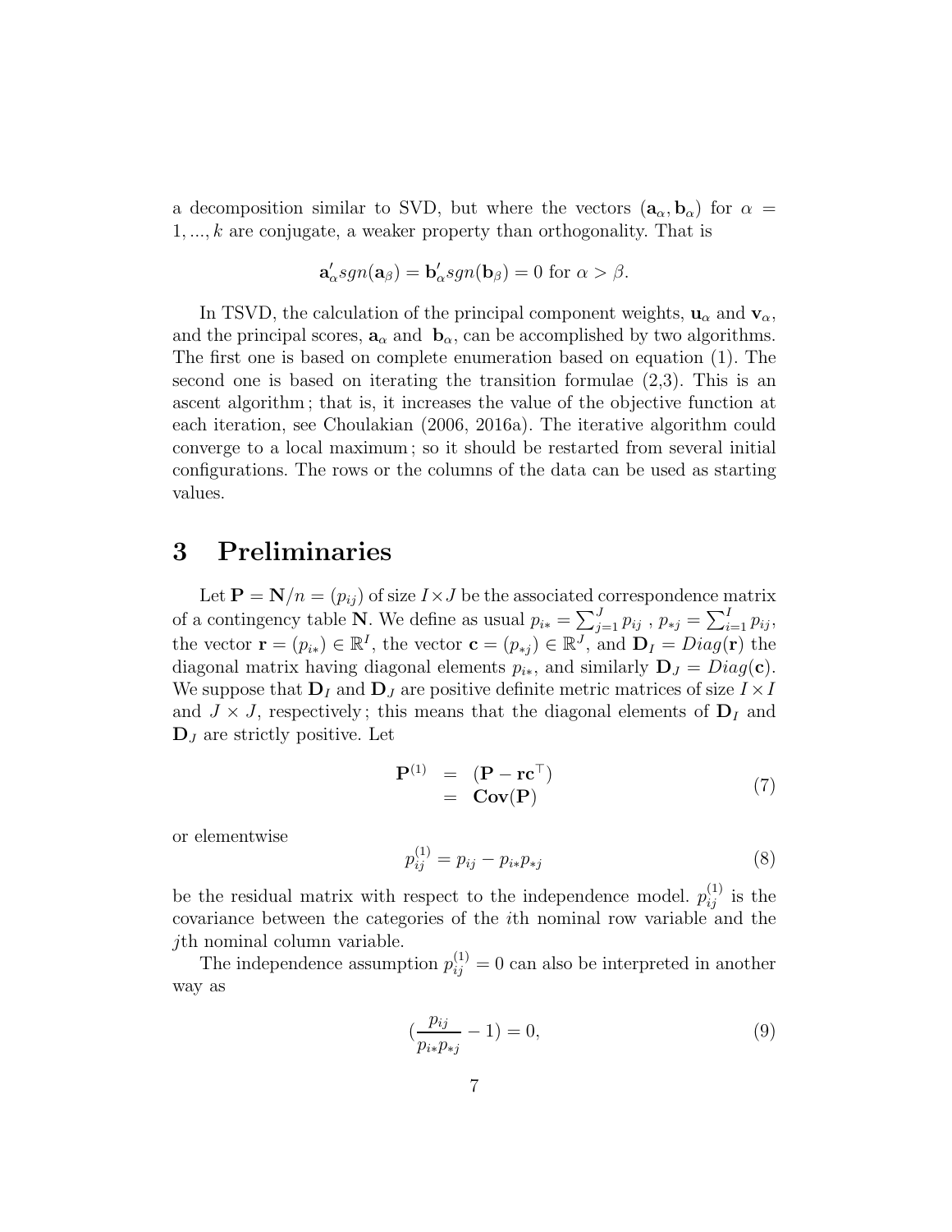a decomposition similar to SVD, but where the vectors $(\mathbf{a}_\alpha, \mathbf{b}_\alpha)$ for $\alpha = 1, ..., k$ are conjugate, a weaker property than orthogonality. That is

$$\mathbf{a}'_\alpha sgn(\mathbf{a}_\beta) = \mathbf{b}'_\alpha sgn(\mathbf{b}_\beta) = 0 \text{ for } \alpha > \beta.$$

In TSVD, the calculation of the principal component weights, $\mathbf{u}_\alpha$ and $\mathbf{v}_\alpha$, and the principal scores, $\mathbf{a}_\alpha$ and $\mathbf{b}_\alpha$, can be accomplished by two algorithms. The first one is based on complete enumeration based on equation (1). The second one is based on iterating the transition formulae (2,3). This is an ascent algorithm ; that is, it increases the value of the objective function at each iteration, see Choulakian (2006, 2016a). The iterative algorithm could converge to a local maximum ; so it should be restarted from several initial configurations. The rows or the columns of the data can be used as starting values.

# 3 Preliminaries

Let $\mathbf{P} = \mathbf{N}/n = (p_{ij})$ of size $I \times J$ be the associated correspondence matrix of a contingency table $\mathbf{N}$. We define as usual $p_{i*} = \sum_{j=1}^{J} p_{ij}$ , $p_{*j} = \sum_{i=1}^{I} p_{ij}$, the vector $\mathbf{r} = (p_{i*}) \in \mathbb{R}^I$, the vector $\mathbf{c} = (p_{*j}) \in \mathbb{R}^J$, and $\mathbf{D}_I = Diag(\mathbf{r})$ the diagonal matrix having diagonal elements $p_{i*}$, and similarly $\mathbf{D}_J = Diag(\mathbf{c})$. We suppose that $\mathbf{D}_I$ and $\mathbf{D}_J$ are positive definite metric matrices of size $I \times I$ and $J \times J$, respectively ; this means that the diagonal elements of $\mathbf{D}_I$ and $\mathbf{D}_J$ are strictly positive. Let

$$\begin{aligned} \mathbf{P}^{(1)} &= (\mathbf{P} - \mathbf{r}\mathbf{c}^\top) \\ &= \mathbf{Cov}(\mathbf{P}) \end{aligned} \tag{7}$$

or elementwise

$$p_{ij}^{(1)} = p_{ij} - p_{i*}p_{*j} \tag{8}$$

be the residual matrix with respect to the independence model. $p_{ij}^{(1)}$ is the covariance between the categories of the $i$th nominal row variable and the $j$th nominal column variable.

The independence assumption $p_{ij}^{(1)} = 0$ can also be interpreted in another way as

$$(\frac{p_{ij}}{p_{i*}p_{*j}} - 1) = 0, \tag{9}$$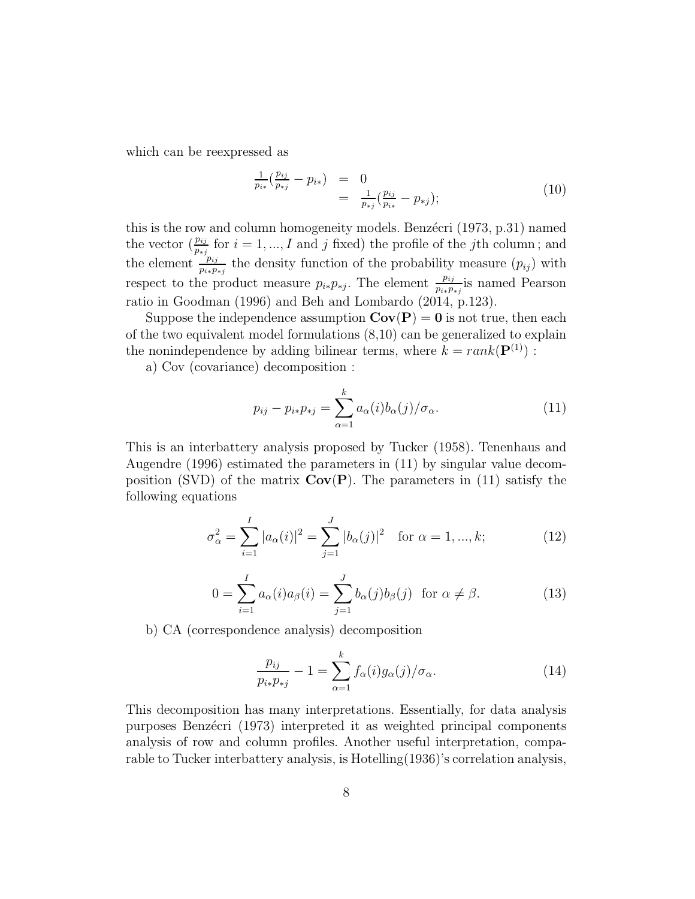which can be reexpressed as

$$
\begin{array}{rcl}
\frac{1}{p_{i*}}(\frac{p_{ij}}{p_{*j}} - p_{i*}) & = & 0 \\
 & = & \frac{1}{p_{*j}}(\frac{p_{ij}}{p_{i*}} - p_{*j});
\end{array}
\tag{10}
$$

this is the row and column homogeneity models. Benzécri (1973, p.31) named the vector ($\frac{p_{ij}}{p_{*j}}$ for $i = 1, ..., I$ and $j$ fixed) the profile of the $j$th column ; and the element $\frac{p_{ij}}{p_{i*}p_{*j}}$ the density function of the probability measure $(p_{ij})$ with respect to the product measure $p_{i*}p_{*j}$. The element $\frac{p_{ij}}{p_{i*}p_{*j}}$ is named Pearson ratio in Goodman (1996) and Beh and Lombardo (2014, p.123).

Suppose the independence assumption $\mathbf{Cov}(\mathbf{P}) = \mathbf{0}$ is not true, then each of the two equivalent model formulations (8,10) can be generalized to explain the nonindependence by adding bilinear terms, where $k = rank(\mathbf{P}^{(1)})$ :

a) Cov (covariance) decomposition :

$$
p_{ij} - p_{i*}p_{*j} = \sum_{\alpha=1}^{k} a_\alpha(i) b_\alpha(j)/\sigma_\alpha. \tag{11}
$$

This is an interbattery analysis proposed by Tucker (1958). Tenenhaus and Augendre (1996) estimated the parameters in (11) by singular value decomposition (SVD) of the matrix $\mathbf{Cov}(\mathbf{P})$. The parameters in (11) satisfy the following equations

$$
\sigma_\alpha^2 = \sum_{i=1}^{I} |a_\alpha(i)|^2 = \sum_{j=1}^{J} |b_\alpha(j)|^2 \quad \text{for } \alpha = 1, ..., k; \tag{12}
$$

$$
0 = \sum_{i=1}^{I} a_\alpha(i) a_\beta(i) = \sum_{j=1}^{J} b_\alpha(j) b_\beta(j) \quad \text{for } \alpha \neq \beta. \tag{13}
$$

b) CA (correspondence analysis) decomposition

$$
\frac{p_{ij}}{p_{i*}p_{*j}} - 1 = \sum_{\alpha=1}^{k} f_\alpha(i) g_\alpha(j)/\sigma_\alpha. \tag{14}
$$

This decomposition has many interpretations. Essentially, for data analysis purposes Benzécri (1973) interpreted it as weighted principal components analysis of row and column profiles. Another useful interpretation, comparable to Tucker interbattery analysis, is Hotelling(1936)'s correlation analysis,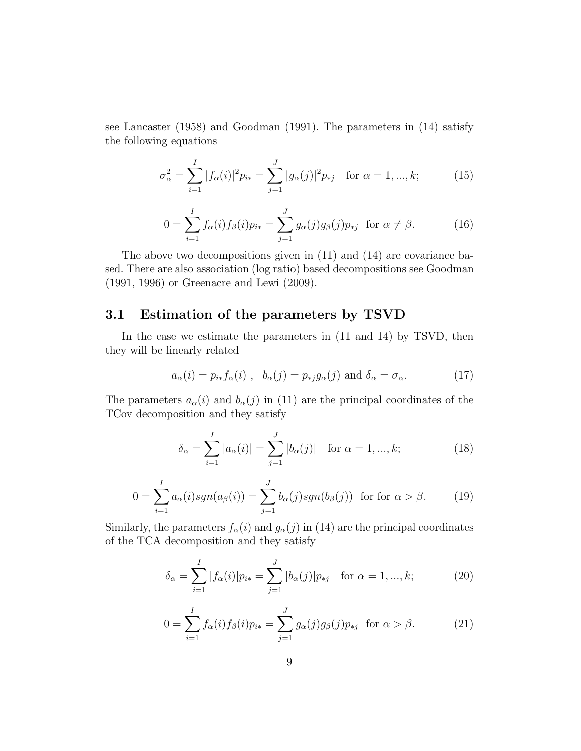see Lancaster (1958) and Goodman (1991). The parameters in (14) satisfy the following equations

$$\sigma_\alpha^2 = \sum_{i=1}^{I} |f_\alpha(i)|^2 p_{i*} = \sum_{j=1}^{J} |g_\alpha(j)|^2 p_{*j} \quad \text{for } \alpha = 1, ..., k; \tag{15}$$

$$0 = \sum_{i=1}^{I} f_\alpha(i) f_\beta(i) p_{i*} = \sum_{j=1}^{J} g_\alpha(j) g_\beta(j) p_{*j} \quad \text{for } \alpha \neq \beta. \tag{16}$$

The above two decompositions given in (11) and (14) are covariance based. There are also association (log ratio) based decompositions see Goodman (1991, 1996) or Greenacre and Lewi (2009).

## 3.1 Estimation of the parameters by TSVD

In the case we estimate the parameters in (11 and 14) by TSVD, then they will be linearly related

$$a_\alpha(i) = p_{i*} f_\alpha(i) \ , \quad b_\alpha(j) = p_{*j} g_\alpha(j) \text{ and } \delta_\alpha = \sigma_\alpha. \tag{17}$$

The parameters $a_\alpha(i)$ and $b_\alpha(j)$ in (11) are the principal coordinates of the TCov decomposition and they satisfy

$$\delta_\alpha = \sum_{i=1}^{I} |a_\alpha(i)| = \sum_{j=1}^{J} |b_\alpha(j)| \quad \text{for } \alpha = 1, ..., k; \tag{18}$$

$$0 = \sum_{i=1}^{I} a_\alpha(i) sgn(a_\beta(i)) = \sum_{j=1}^{J} b_\alpha(j) sgn(b_\beta(j)) \quad \text{for for } \alpha > \beta. \tag{19}$$

Similarly, the parameters $f_\alpha(i)$ and $g_\alpha(j)$ in (14) are the principal coordinates of the TCA decomposition and they satisfy

$$\delta_\alpha = \sum_{i=1}^{I} |f_\alpha(i)| p_{i*} = \sum_{j=1}^{J} |b_\alpha(j)| p_{*j} \quad \text{for } \alpha = 1, ..., k; \tag{20}$$

$$0 = \sum_{i=1}^{I} f_\alpha(i) f_\beta(i) p_{i*} = \sum_{j=1}^{J} g_\alpha(j) g_\beta(j) p_{*j} \quad \text{for } \alpha > \beta. \tag{21}$$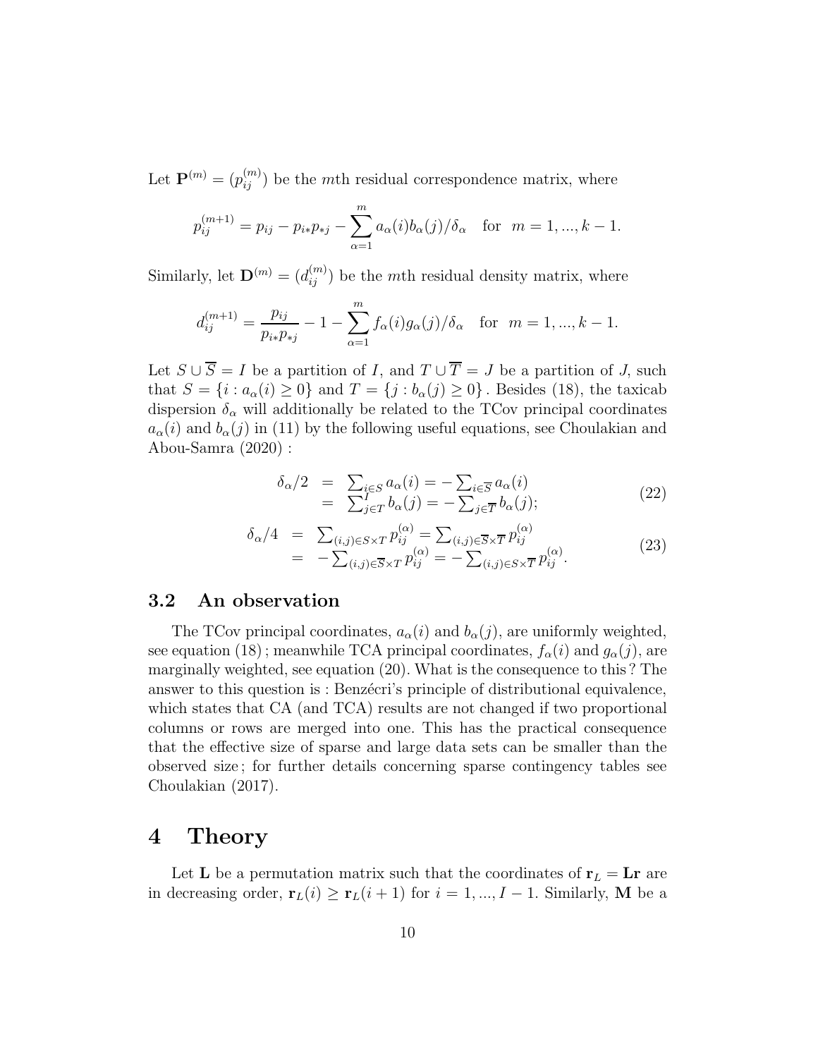Let $\mathbf{P}^{(m)} = (p_{ij}^{(m)})$ be the $m$th residual correspondence matrix, where

$$p_{ij}^{(m+1)} = p_{ij} - p_{i*}p_{*j} - \sum_{\alpha=1}^{m} a_\alpha(i) b_\alpha(j)/\delta_\alpha \quad \text{for} \quad m = 1, ..., k-1.$$

Similarly, let $\mathbf{D}^{(m)} = (d_{ij}^{(m)})$ be the $m$th residual density matrix, where

$$d_{ij}^{(m+1)} = \frac{p_{ij}}{p_{i*}p_{*j}} - 1 - \sum_{\alpha=1}^{m} f_\alpha(i) g_\alpha(j)/\delta_\alpha \quad \text{for} \quad m = 1, ..., k-1.$$

Let $S \cup \overline{S} = I$ be a partition of $I$, and $T \cup \overline{T} = J$ be a partition of $J$, such that $S = \{i : a_\alpha(i) \geq 0\}$ and $T = \{j : b_\alpha(j) \geq 0\}$. Besides (18), the taxicab dispersion $\delta_\alpha$ will additionally be related to the TCov principal coordinates $a_\alpha(i)$ and $b_\alpha(j)$ in (11) by the following useful equations, see Choulakian and Abou-Samra (2020) :

$$\begin{aligned} \delta_\alpha/2 &= \textstyle\sum_{i \in S} a_\alpha(i) = -\sum_{i \in \overline{S}} a_\alpha(i) \\ &= \textstyle\sum_{j \in T}^{I} b_\alpha(j) = -\sum_{j \in \overline{T}} b_\alpha(j); \end{aligned} \tag{22}$$

$$\begin{aligned} \delta_\alpha/4 &= \textstyle\sum_{(i,j) \in S \times T} p_{ij}^{(\alpha)} = \sum_{(i,j) \in \overline{S} \times \overline{T}} p_{ij}^{(\alpha)} \\ &= -\textstyle\sum_{(i,j) \in \overline{S} \times T} p_{ij}^{(\alpha)} = -\sum_{(i,j) \in S \times \overline{T}} p_{ij}^{(\alpha)}. \end{aligned} \tag{23}$$

## 3.2 An observation

The TCov principal coordinates, $a_\alpha(i)$ and $b_\alpha(j)$, are uniformly weighted, see equation (18) ; meanwhile TCA principal coordinates, $f_\alpha(i)$ and $g_\alpha(j)$, are marginally weighted, see equation (20). What is the consequence to this ? The answer to this question is : Benzécri's principle of distributional equivalence, which states that CA (and TCA) results are not changed if two proportional columns or rows are merged into one. This has the practical consequence that the effective size of sparse and large data sets can be smaller than the observed size ; for further details concerning sparse contingency tables see Choulakian (2017).

# 4 Theory

Let $\mathbf{L}$ be a permutation matrix such that the coordinates of $\mathbf{r}_L = \mathbf{Lr}$ are in decreasing order, $\mathbf{r}_L(i) \geq \mathbf{r}_L(i+1)$ for $i = 1, ..., I-1$. Similarly, $\mathbf{M}$ be a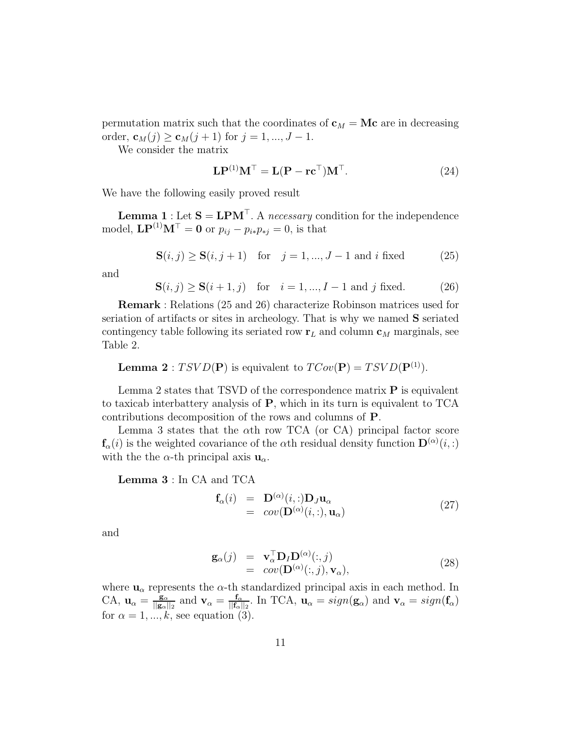permutation matrix such that the coordinates of $\mathbf{c}_M = \mathbf{M}\mathbf{c}$ are in decreasing order, $\mathbf{c}_M(j) \geq \mathbf{c}_M(j+1)$ for $j = 1, ..., J-1$.

We consider the matrix

$$\mathbf{L}\mathbf{P}^{(1)}\mathbf{M}^\top = \mathbf{L}(\mathbf{P} - \mathbf{r}\mathbf{c}^\top)\mathbf{M}^\top. \tag{24}$$

We have the following easily proved result

**Lemma 1** : Let $\mathbf{S} = \mathbf{L}\mathbf{P}\mathbf{M}^\top$. A *necessary* condition for the independence model, $\mathbf{L}\mathbf{P}^{(1)}\mathbf{M}^\top = \mathbf{0}$ or $p_{ij} - p_{i*}p_{*j} = 0$, is that

$$\mathbf{S}(i,j) \geq \mathbf{S}(i,j+1) \quad \text{for} \quad j = 1, ..., J-1 \text{ and } i \text{ fixed} \tag{25}$$

and

$$\mathbf{S}(i,j) \geq \mathbf{S}(i+1,j) \quad \text{for} \quad i = 1, ..., I-1 \text{ and } j \text{ fixed.} \tag{26}$$

**Remark** : Relations (25 and 26) characterize Robinson matrices used for seriation of artifacts or sites in archeology. That is why we named $\mathbf{S}$ seriated contingency table following its seriated row $\mathbf{r}_L$ and column $\mathbf{c}_M$ marginals, see Table 2.

**Lemma 2** : $TSVD(\mathbf{P})$ is equivalent to $TCov(\mathbf{P}) = TSVD(\mathbf{P}^{(1)})$.

Lemma 2 states that TSVD of the correspondence matrix $\mathbf{P}$ is equivalent to taxicab interbattery analysis of $\mathbf{P}$, which in its turn is equivalent to TCA contributions decomposition of the rows and columns of $\mathbf{P}$.

Lemma 3 states that the $\alpha$th row TCA (or CA) principal factor score $\mathbf{f}_\alpha(i)$ is the weighted covariance of the $\alpha$th residual density function $\mathbf{D}^{(\alpha)}(i,:)$ with the the $\alpha$-th principal axis $\mathbf{u}_\alpha$.

**Lemma 3** : In CA and TCA

$$\begin{aligned} \mathbf{f}_\alpha(i) &= \mathbf{D}^{(\alpha)}(i,:)\mathbf{D}_J\mathbf{u}_\alpha \\ &= cov(\mathbf{D}^{(\alpha)}(i,:), \mathbf{u}_\alpha) \end{aligned} \tag{27}$$

and

$$\begin{aligned} \mathbf{g}_\alpha(j) &= \mathbf{v}_\alpha^\top \mathbf{D}_I \mathbf{D}^{(\alpha)}(:,j) \\ &= cov(\mathbf{D}^{(\alpha)}(:,j), \mathbf{v}_\alpha), \end{aligned} \tag{28}$$

where $\mathbf{u}_\alpha$ represents the $\alpha$-th standardized principal axis in each method. In CA, $\mathbf{u}_\alpha = \frac{\mathbf{g}_\alpha}{||\mathbf{g}_\alpha||_2}$ and $\mathbf{v}_\alpha = \frac{\mathbf{f}_\alpha}{||\mathbf{f}_\alpha||_2}$. In TCA, $\mathbf{u}_\alpha = sign(\mathbf{g}_\alpha)$ and $\mathbf{v}_\alpha = sign(\mathbf{f}_\alpha)$ for $\alpha = 1, ..., k$, see equation (3).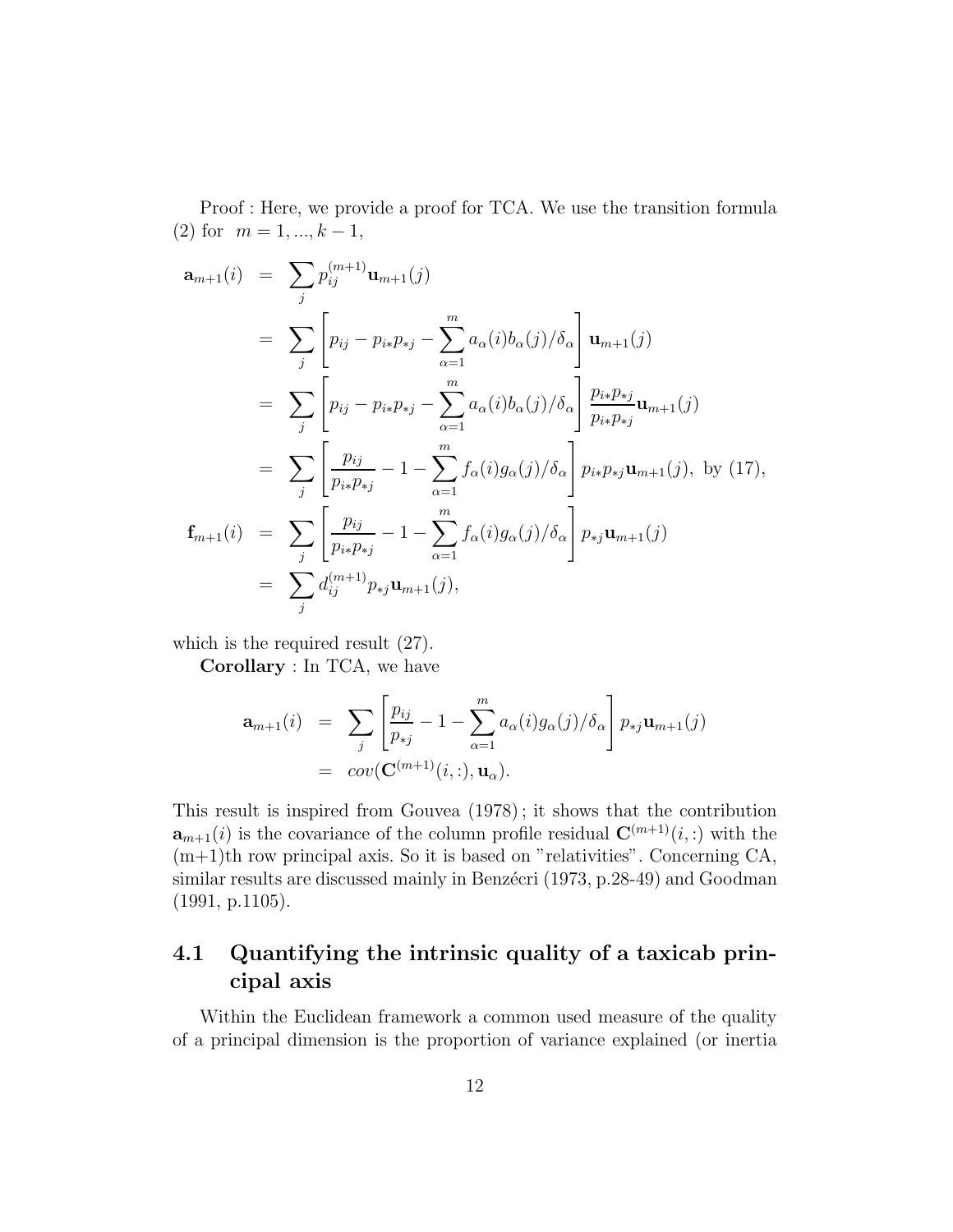Proof : Here, we provide a proof for TCA. We use the transition formula (2) for $m = 1, ..., k-1$,

$$
\begin{aligned}
\mathbf{a}_{m+1}(i) &= \sum_j p_{ij}^{(m+1)} \mathbf{u}_{m+1}(j) \\
&= \sum_j \left[ p_{ij} - p_{i*}p_{*j} - \sum_{\alpha=1}^{m} a_\alpha(i) b_\alpha(j)/\delta_\alpha \right] \mathbf{u}_{m+1}(j) \\
&= \sum_j \left[ p_{ij} - p_{i*}p_{*j} - \sum_{\alpha=1}^{m} a_\alpha(i) b_\alpha(j)/\delta_\alpha \right] \frac{p_{i*}p_{*j}}{p_{i*}p_{*j}} \mathbf{u}_{m+1}(j) \\
&= \sum_j \left[ \frac{p_{ij}}{p_{i*}p_{*j}} - 1 - \sum_{\alpha=1}^{m} f_\alpha(i) g_\alpha(j)/\delta_\alpha \right] p_{i*}p_{*j} \mathbf{u}_{m+1}(j), \text{ by (17)}, \\
\mathbf{f}_{m+1}(i) &= \sum_j \left[ \frac{p_{ij}}{p_{i*}p_{*j}} - 1 - \sum_{\alpha=1}^{m} f_\alpha(i) g_\alpha(j)/\delta_\alpha \right] p_{*j} \mathbf{u}_{m+1}(j) \\
&= \sum_j d_{ij}^{(m+1)} p_{*j} \mathbf{u}_{m+1}(j),
\end{aligned}
$$

which is the required result (27).

**Corollary** : In TCA, we have

$$
\begin{aligned}
\mathbf{a}_{m+1}(i) &= \sum_j \left[ \frac{p_{ij}}{p_{*j}} - 1 - \sum_{\alpha=1}^{m} a_\alpha(i) g_\alpha(j)/\delta_\alpha \right] p_{*j} \mathbf{u}_{m+1}(j) \\
&= cov(\mathbf{C}^{(m+1)}(i,:), \mathbf{u}_\alpha).
\end{aligned}
$$

This result is inspired from Gouvea (1978) ; it shows that the contribution $\mathbf{a}_{m+1}(i)$ is the covariance of the column profile residual $\mathbf{C}^{(m+1)}(i,:)$ with the (m+1)th row principal axis. So it is based on "relativities". Concerning CA, similar results are discussed mainly in Benzécri (1973, p.28-49) and Goodman (1991, p.1105).

## 4.1 Quantifying the intrinsic quality of a taxicab principal axis

Within the Euclidean framework a common used measure of the quality of a principal dimension is the proportion of variance explained (or inertia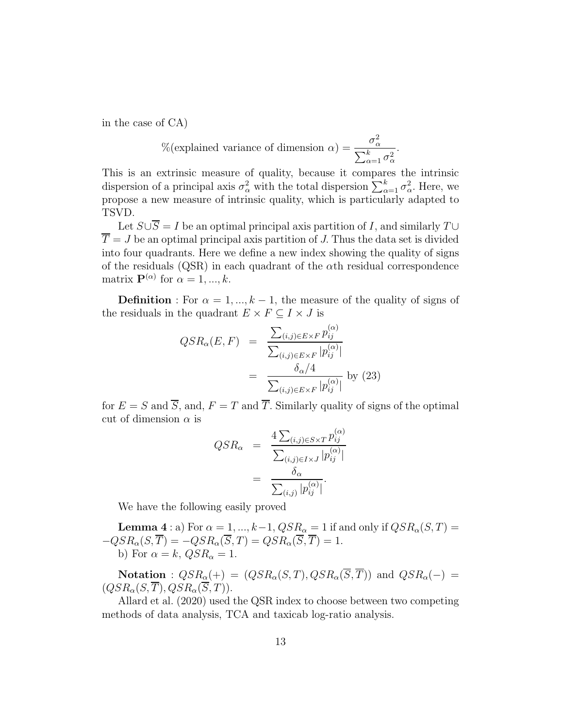in the case of CA)

$$\%(\text{explained variance of dimension } \alpha) = \frac{\sigma_\alpha^2}{\sum_{\alpha=1}^k \sigma_\alpha^2}.$$

This is an extrinsic measure of quality, because it compares the intrinsic dispersion of a principal axis $\sigma_\alpha^2$ with the total dispersion $\sum_{\alpha=1}^k \sigma_\alpha^2$. Here, we propose a new measure of intrinsic quality, which is particularly adapted to TSVD.

Let $S \cup \overline{S} = I$ be an optimal principal axis partition of $I$, and similarly $T \cup \overline{T} = J$ be an optimal principal axis partition of $J$. Thus the data set is divided into four quadrants. Here we define a new index showing the quality of signs of the residuals (QSR) in each quadrant of the $\alpha$th residual correspondence matrix $\mathbf{P}^{(\alpha)}$ for $\alpha = 1, ..., k$.

**Definition** : For $\alpha = 1, ..., k-1$, the measure of the quality of signs of the residuals in the quadrant $E \times F \subseteq I \times J$ is

$$\begin{aligned} QSR_\alpha(E,F) &= \frac{\sum_{(i,j)\in E\times F} p_{ij}^{(\alpha)}}{\sum_{(i,j)\in E\times F} |p_{ij}^{(\alpha)}|} \\ &= \frac{\delta_\alpha/4}{\sum_{(i,j)\in E\times F} |p_{ij}^{(\alpha)}|} \text{ by (23)} \end{aligned}$$

for $E = S$ and $\overline{S}$, and, $F = T$ and $\overline{T}$. Similarly quality of signs of the optimal cut of dimension $\alpha$ is

$$\begin{aligned} QSR_\alpha &= \frac{4\sum_{(i,j)\in S\times T} p_{ij}^{(\alpha)}}{\sum_{(i,j)\in I\times J} |p_{ij}^{(\alpha)}|} \\ &= \frac{\delta_\alpha}{\sum_{(i,j)} |p_{ij}^{(\alpha)}|}. \end{aligned}$$

We have the following easily proved

**Lemma 4** : a) For $\alpha = 1, ..., k-1$, $QSR_\alpha = 1$ if and only if $QSR_\alpha(S,T) = -QSR_\alpha(S,\overline{T}) = -QSR_\alpha(\overline{S},T) = QSR_\alpha(\overline{S},\overline{T}) = 1$.
b) For $\alpha = k$, $QSR_\alpha = 1$.

**Notation** : $QSR_\alpha(+) = (QSR_\alpha(S,T), QSR_\alpha(\overline{S},\overline{T}))$ and $QSR_\alpha(-) = (QSR_\alpha(S,\overline{T}), QSR_\alpha(\overline{S},T))$.

Allard et al. (2020) used the QSR index to choose between two competing methods of data analysis, TCA and taxicab log-ratio analysis.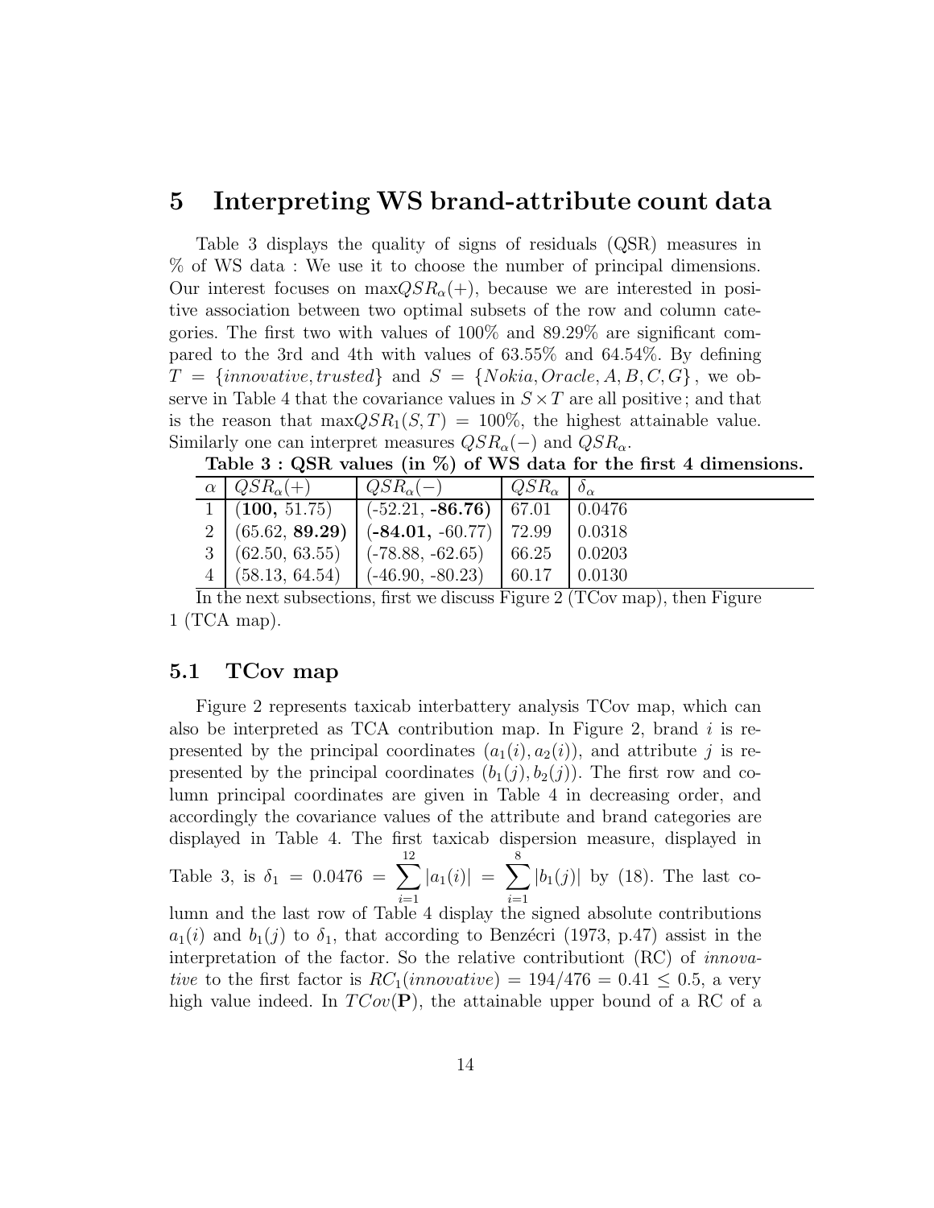# 5 Interpreting WS brand-attribute count data

Table 3 displays the quality of signs of residuals (QSR) measures in % of WS data : We use it to choose the number of principal dimensions. Our interest focuses on max$QSR_\alpha(+)$, because we are interested in positive association between two optimal subsets of the row and column categories. The first two with values of 100% and 89.29% are significant compared to the 3rd and 4th with values of 63.55% and 64.54%. By defining $T = \{innovative, trusted\}$ and $S = \{Nokia, Oracle, A, B, C, G\}$, we observe in Table 4 that the covariance values in $S \times T$ are all positive; and that is the reason that max$QSR_1(S, T) = 100\%$, the highest attainable value. Similarly one can interpret measures $QSR_\alpha(-)$ and $QSR_\alpha$.

**Table 3 : QSR values (in %) of WS data for the first 4 dimensions.**

| $\alpha$ | $QSR_\alpha(+)$ | $QSR_\alpha(-)$ | $QSR_\alpha$ | $\delta_\alpha$ |
|---|---|---|---|---|
| 1 | (**100,** 51.75) | (-52.21, **-86.76**) | 67.01 | 0.0476 |
| 2 | (65.62, **89.29**) | (**-84.01,** -60.77) | 72.99 | 0.0318 |
| 3 | (62.50, 63.55) | (-78.88, -62.65) | 66.25 | 0.0203 |
| 4 | (58.13, 64.54) | (-46.90, -80.23) | 60.17 | 0.0130 |

In the next subsections, first we discuss Figure 2 (TCov map), then Figure 1 (TCA map).

## 5.1 TCov map

Figure 2 represents taxicab interbattery analysis TCov map, which can also be interpreted as TCA contribution map. In Figure 2, brand $i$ is represented by the principal coordinates $(a_1(i), a_2(i))$, and attribute $j$ is represented by the principal coordinates $(b_1(j), b_2(j))$. The first row and column principal coordinates are given in Table 4 in decreasing order, and accordingly the covariance values of the attribute and brand categories are displayed in Table 4. The first taxicab dispersion measure, displayed in Table 3, is $\delta_1 = 0.0476 = \sum_{i=1}^{12} |a_1(i)| = \sum_{i=1}^{8} |b_1(j)|$ by (18). The last column and the last row of Table 4 display the signed absolute contributions $a_1(i)$ and $b_1(j)$ to $\delta_1$, that according to Benzécri (1973, p.47) assist in the interpretation of the factor. So the relative contributiont (RC) of *innovative* to the first factor is $RC_1(innovative) = 194/476 = 0.41 \leq 0.5$, a very high value indeed. In $TCov(\mathbf{P})$, the attainable upper bound of a RC of a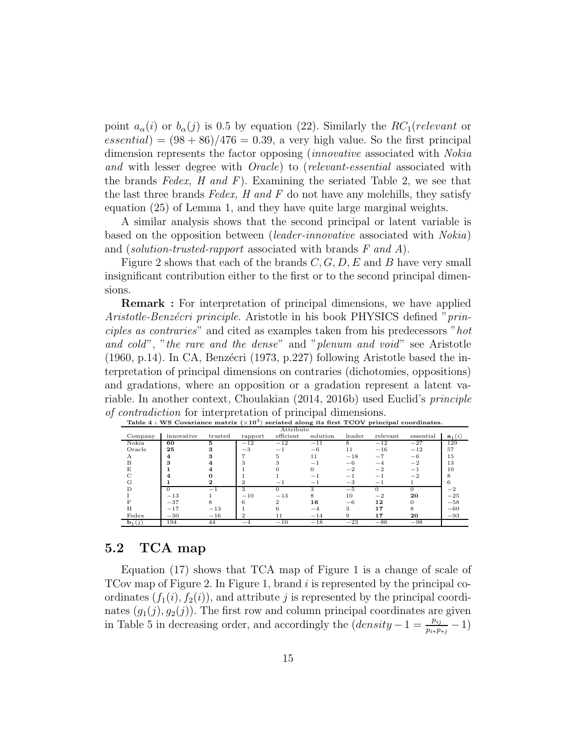point $a_\alpha(i)$ or $b_\alpha(j)$ is 0.5 by equation (22). Similarly the $RC_1$(*relevant* or *essential*) $= (98+86)/476 = 0.39$, a very high value. So the first principal dimension represents the factor opposing (*innovative* associated with *Nokia and* with lesser degree with *Oracle*) to (*relevant-essential* associated with the brands *Fedex, H and F*). Examining the seriated Table 2, we see that the last three brands *Fedex, H and F* do not have any molehills, they satisfy equation (25) of Lemma 1, and they have quite large marginal weights.

A similar analysis shows that the second principal or latent variable is based on the opposition between (*leader-innovative* associated with *Nokia*) and (*solution-trusted-rapport* associated with brands *F and A*).

Figure 2 shows that each of the brands $C, G, D, E$ and $B$ have very small insignificant contribution either to the first or to the second principal dimensions.

**Remark :** For interpretation of principal dimensions, we have applied *Aristotle-Benzécri principle*. Aristotle in his book PHYSICS defined "*principles as contraries*" and cited as examples taken from his predecessors "*hot and cold*", "*the rare and the dense*" and "*plenum and void*" see Aristotle (1960, p.14). In CA, Benzécri (1973, p.227) following Aristotle based the interpretation of principal dimensions on contraries (dichotomies, oppositions) and gradations, where an opposition or a gradation represent a latent variable. In another context, Choulakian (2014, 2016b) used Euclid's *principle of contradiction* for interpretation of principal dimensions.

**Table 4 : WS Covariance matrix ($\times 10^4$) seriated along its first TCOV principal coordinates.**

| | Attribute | | | | | | | | |
|---|---|---|---|---|---|---|---|---|---|
| Company | innovative | trusted | rapport | efficient | solution | leader | relevant | essential | $\mathbf{a}_1(i)$ |
| Nokia | **60** | **5** | $-12$ | $-12$ | $-11$ | 8 | $-12$ | $-27$ | 129 |
| Oracle | **25** | **3** | $-3$ | $-1$ | $-6$ | 11 | $-16$ | $-12$ | 57 |
| A | **4** | **3** | 7 | 5 | 11 | $-18$ | $-7$ | $-6$ | 15 |
| B | **3** | **4** | 3 | 3 | $-1$ | $-6$ | $-4$ | $-2$ | 13 |
| E | **1** | **4** | 1 | 0 | 0 | $-2$ | $-2$ | $-1$ | 10 |
| C | **4** | **0** | 1 | 1 | $-1$ | $-1$ | $-1$ | $-2$ | 8 |
| G | **1** | **2** | 2 | $-1$ | $-1$ | $-3$ | $-1$ | 1 | 6 |
| D | 0 | $-1$ | 3 | 0 | 3 | $-5$ | 0 | 0 | $-2$ |
| I | $-13$ | 1 | $-10$ | $-13$ | 8 | 10 | $-2$ | **20** | $-25$ |
| F | $-37$ | 8 | 6 | 2 | **16** | $-6$ | **12** | 0 | $-58$ |
| H | $-17$ | $-13$ | 1 | 6 | $-4$ | 3 | **17** | 8 | $-60$ |
| Fedex | $-30$ | $-16$ | 2 | 11 | $-14$ | 9 | **17** | **20** | $-93$ |
| $\mathbf{b}_1(j)$ | 194 | 44 | $-4$ | $-10$ | $-18$ | $-23$ | $-86$ | $-98$ | |

## 5.2 TCA map

Equation (17) shows that TCA map of Figure 1 is a change of scale of TCov map of Figure 2. In Figure 1, brand $i$ is represented by the principal coordinates $(f_1(i), f_2(i))$, and attribute $j$ is represented by the principal coordinates $(g_1(j), g_2(j))$. The first row and column principal coordinates are given in Table 5 in decreasing order, and accordingly the $(density - 1 = \frac{p_{ij}}{p_{i*}p_{*j}} - 1)$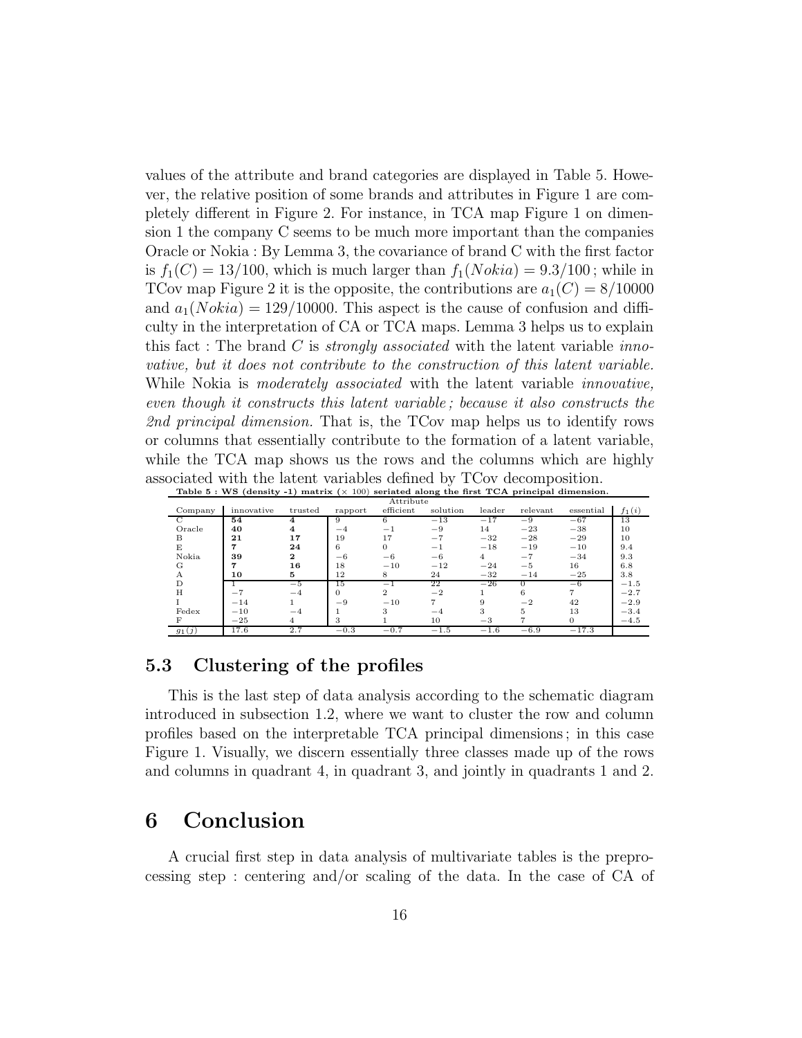values of the attribute and brand categories are displayed in Table 5. However, the relative position of some brands and attributes in Figure 1 are completely different in Figure 2. For instance, in TCA map Figure 1 on dimension 1 the company C seems to be much more important than the companies Oracle or Nokia : By Lemma 3, the covariance of brand C with the first factor is $f_1(C) = 13/100$, which is much larger than $f_1(Nokia) = 9.3/100$ ; while in TCov map Figure 2 it is the opposite, the contributions are $a_1(C) = 8/10000$ and $a_1(Nokia) = 129/10000$. This aspect is the cause of confusion and difficulty in the interpretation of CA or TCA maps. Lemma 3 helps us to explain this fact : The brand $C$ is *strongly associated* with the latent variable *innovative, but it does not contribute to the construction of this latent variable.* While Nokia is *moderately associated* with the latent variable *innovative, even though it constructs this latent variable ; because it also constructs the 2nd principal dimension.* That is, the TCov map helps us to identify rows or columns that essentially contribute to the formation of a latent variable, while the TCA map shows us the rows and the columns which are highly associated with the latent variables defined by TCov decomposition.

**Table 5 : WS (density -1) matrix ($\times$ 100) seriated along the first TCA principal dimension.**

| | Attribute | | | | | | | | |
|---|---|---|---|---|---|---|---|---|---|
| Company | innovative | trusted | rapport | efficient | solution | leader | relevant | essential | $f_1(i)$ |
| C | **54** | **4** | 9 | 6 | $-13$ | $-17$ | $-9$ | $-67$ | 13 |
| Oracle | **40** | **4** | $-4$ | $-1$ | $-9$ | 14 | $-23$ | $-38$ | 10 |
| B | **21** | **17** | 19 | 17 | $-7$ | $-32$ | $-28$ | $-29$ | 10 |
| E | **7** | **24** | 6 | 0 | $-1$ | $-18$ | $-19$ | $-10$ | 9.4 |
| Nokia | **39** | **2** | $-6$ | $-6$ | $-6$ | 4 | $-7$ | $-34$ | 9.3 |
| G | **7** | **16** | 18 | $-10$ | $-12$ | $-24$ | $-5$ | 16 | 6.8 |
| A | **10** | **5** | 12 | 8 | 24 | $-32$ | $-14$ | $-25$ | 3.8 |
| D | 1 | $-5$ | 15 | $-1$ | 22 | $-26$ | 0 | $-6$ | $-1.5$ |
| H | $-7$ | $-4$ | 0 | 2 | $-2$ | 1 | 6 | 7 | $-2.7$ |
| I | $-14$ | 1 | $-9$ | $-10$ | 7 | 9 | $-2$ | 42 | $-2.9$ |
| Fedex | $-10$ | $-4$ | 1 | 3 | $-4$ | 3 | 5 | 13 | $-3.4$ |
| F | $-25$ | 4 | 3 | 1 | 10 | $-3$ | 7 | 0 | $-4.5$ |
| $g_1(j)$ | 17.6 | 2.7 | $-0.3$ | $-0.7$ | $-1.5$ | $-1.6$ | $-6.9$ | $-17.3$ | |

## 5.3 Clustering of the profiles

This is the last step of data analysis according to the schematic diagram introduced in subsection 1.2, where we want to cluster the row and column profiles based on the interpretable TCA principal dimensions ; in this case Figure 1. Visually, we discern essentially three classes made up of the rows and columns in quadrant 4, in quadrant 3, and jointly in quadrants 1 and 2.

# 6 Conclusion

A crucial first step in data analysis of multivariate tables is the preprocessing step : centering and/or scaling of the data. In the case of CA of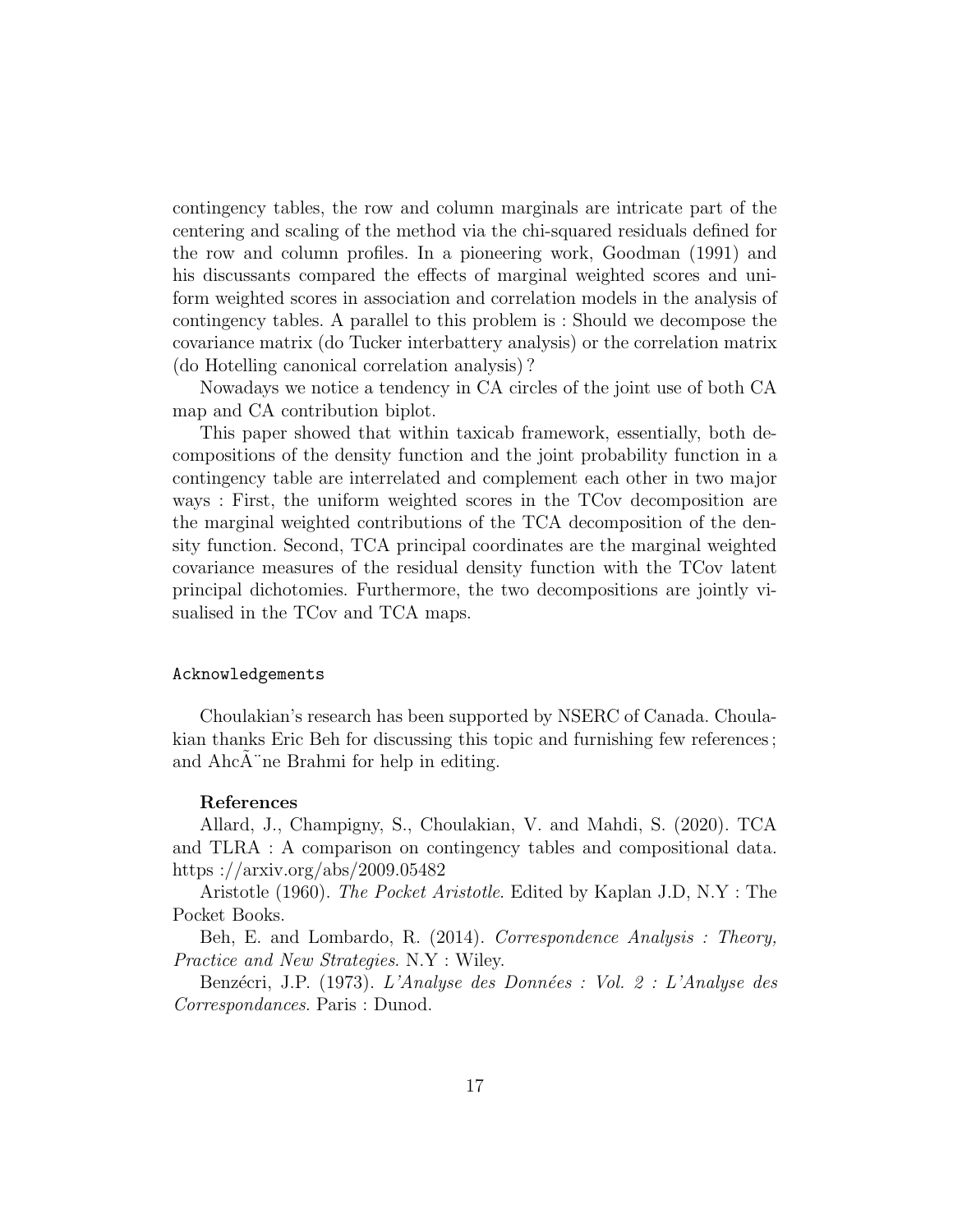contingency tables, the row and column marginals are intricate part of the centering and scaling of the method via the chi-squared residuals defined for the row and column profiles. In a pioneering work, Goodman (1991) and his discussants compared the effects of marginal weighted scores and uniform weighted scores in association and correlation models in the analysis of contingency tables. A parallel to this problem is : Should we decompose the covariance matrix (do Tucker interbattery analysis) or the correlation matrix (do Hotelling canonical correlation analysis) ?

Nowadays we notice a tendency in CA circles of the joint use of both CA map and CA contribution biplot.

This paper showed that within taxicab framework, essentially, both decompositions of the density function and the joint probability function in a contingency table are interrelated and complement each other in two major ways : First, the uniform weighted scores in the TCov decomposition are the marginal weighted contributions of the TCA decomposition of the density function. Second, TCA principal coordinates are the marginal weighted covariance measures of the residual density function with the TCov latent principal dichotomies. Furthermore, the two decompositions are jointly visualised in the TCov and TCA maps.

## Acknowledgements

Choulakian's research has been supported by NSERC of Canada. Choulakian thanks Eric Beh for discussing this topic and furnishing few references ; and AhcÃ¨ne Brahmi for help in editing.

## References

Allard, J., Champigny, S., Choulakian, V. and Mahdi, S. (2020). TCA and TLRA : A comparison on contingency tables and compositional data. https ://arxiv.org/abs/2009.05482

Aristotle (1960). *The Pocket Aristotle*. Edited by Kaplan J.D, N.Y : The Pocket Books.

Beh, E. and Lombardo, R. (2014). *Correspondence Analysis : Theory, Practice and New Strategies*. N.Y : Wiley.

Benzécri, J.P. (1973). *L'Analyse des Données : Vol. 2 : L'Analyse des Correspondances*. Paris : Dunod.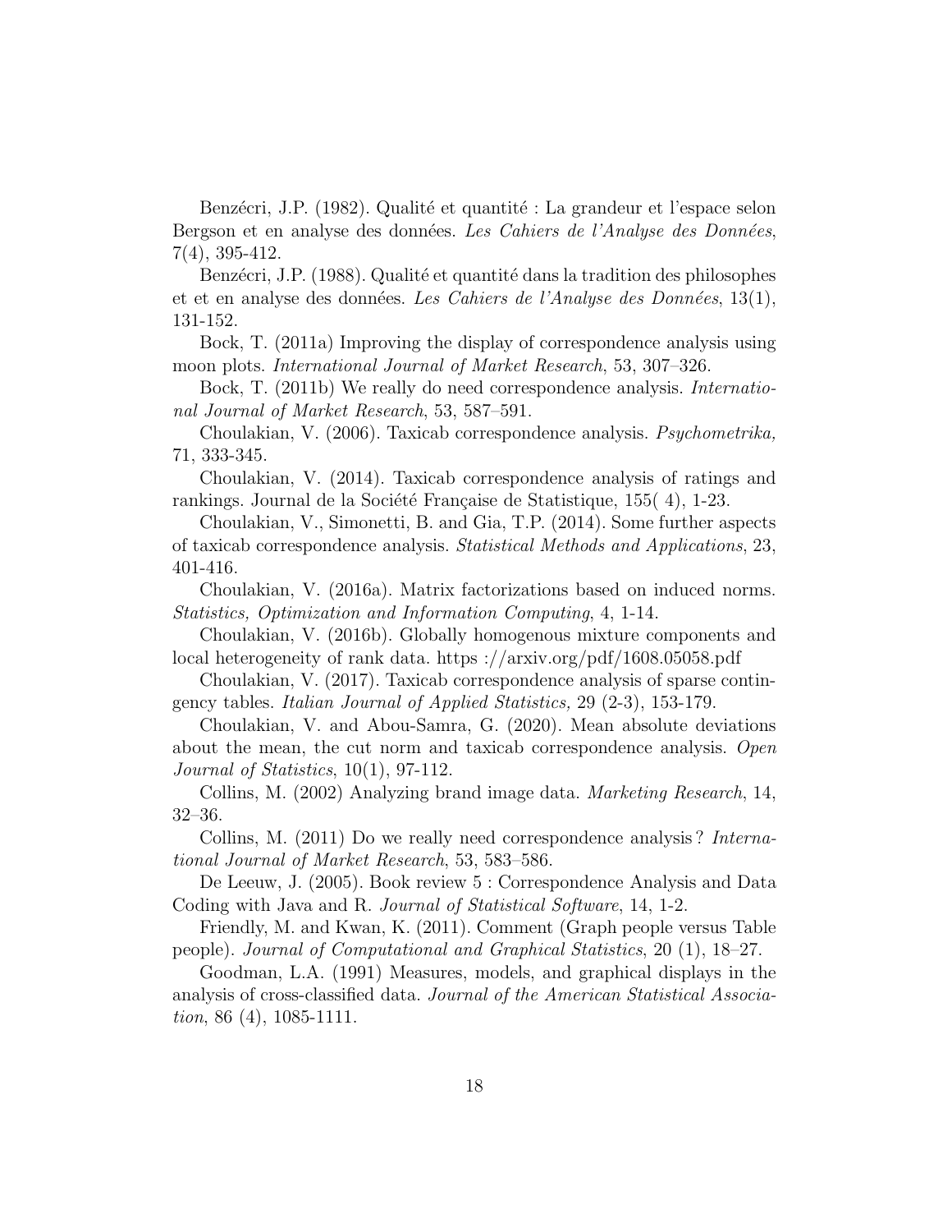Benzécri, J.P. (1982). Qualité et quantité : La grandeur et l'espace selon Bergson et en analyse des données. *Les Cahiers de l'Analyse des Données*, 7(4), 395-412.

Benzécri, J.P. (1988). Qualité et quantité dans la tradition des philosophes et et en analyse des données. *Les Cahiers de l'Analyse des Données*, 13(1), 131-152.

Bock, T. (2011a) Improving the display of correspondence analysis using moon plots. *International Journal of Market Research*, 53, 307–326.

Bock, T. (2011b) We really do need correspondence analysis. *International Journal of Market Research*, 53, 587–591.

Choulakian, V. (2006). Taxicab correspondence analysis. *Psychometrika,* 71, 333-345.

Choulakian, V. (2014). Taxicab correspondence analysis of ratings and rankings. Journal de la Société Française de Statistique, 155( 4), 1-23.

Choulakian, V., Simonetti, B. and Gia, T.P. (2014). Some further aspects of taxicab correspondence analysis. *Statistical Methods and Applications*, 23, 401-416.

Choulakian, V. (2016a). Matrix factorizations based on induced norms. *Statistics, Optimization and Information Computing*, 4, 1-14.

Choulakian, V. (2016b). Globally homogenous mixture components and local heterogeneity of rank data. https ://arxiv.org/pdf/1608.05058.pdf

Choulakian, V. (2017). Taxicab correspondence analysis of sparse contingency tables. *Italian Journal of Applied Statistics,* 29 (2-3), 153-179.

Choulakian, V. and Abou-Samra, G. (2020). Mean absolute deviations about the mean, the cut norm and taxicab correspondence analysis. *Open Journal of Statistics*, 10(1), 97-112.

Collins, M. (2002) Analyzing brand image data. *Marketing Research*, 14, 32–36.

Collins, M. (2011) Do we really need correspondence analysis ? *International Journal of Market Research*, 53, 583–586.

De Leeuw, J. (2005). Book review 5 : Correspondence Analysis and Data Coding with Java and R. *Journal of Statistical Software*, 14, 1-2.

Friendly, M. and Kwan, K. (2011). Comment (Graph people versus Table people). *Journal of Computational and Graphical Statistics*, 20 (1), 18–27.

Goodman, L.A. (1991) Measures, models, and graphical displays in the analysis of cross-classified data. *Journal of the American Statistical Association*, 86 (4), 1085-1111.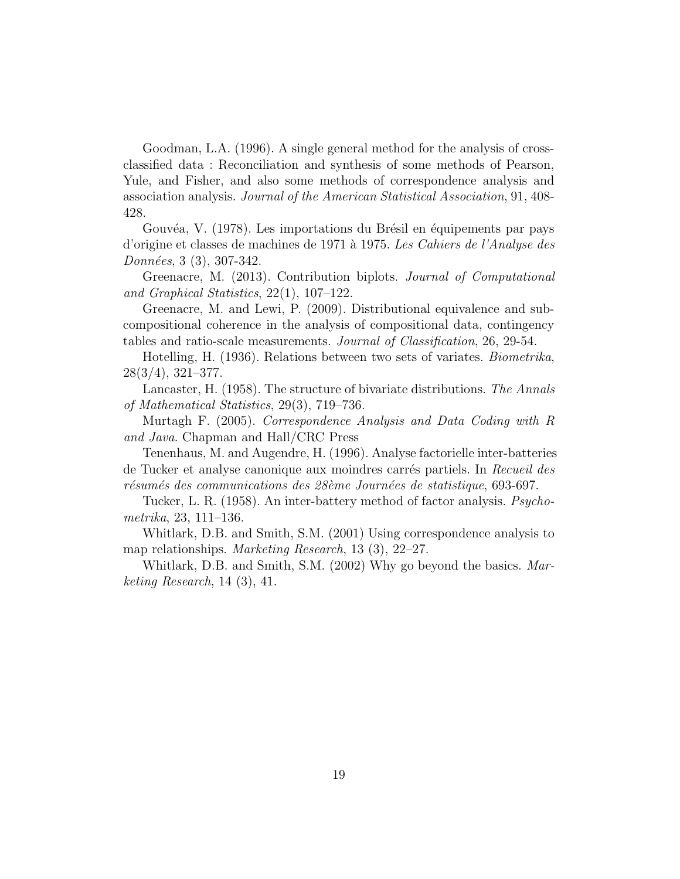Goodman, L.A. (1996). A single general method for the analysis of cross-classified data : Reconciliation and synthesis of some methods of Pearson, Yule, and Fisher, and also some methods of correspondence analysis and association analysis. *Journal of the American Statistical Association*, 91, 408-428.

Gouvéa, V. (1978). Les importations du Brésil en équipements par pays d'origine et classes de machines de 1971 à 1975. *Les Cahiers de l'Analyse des Données*, 3 (3), 307-342.

Greenacre, M. (2013). Contribution biplots. *Journal of Computational and Graphical Statistics*, 22(1), 107–122.

Greenacre, M. and Lewi, P. (2009). Distributional equivalence and subcompositional coherence in the analysis of compositional data, contingency tables and ratio-scale measurements. *Journal of Classification*, 26, 29-54.

Hotelling, H. (1936). Relations between two sets of variates. *Biometrika*, 28(3/4), 321–377.

Lancaster, H. (1958). The structure of bivariate distributions. *The Annals of Mathematical Statistics*, 29(3), 719–736.

Murtagh F. (2005). *Correspondence Analysis and Data Coding with R and Java*. Chapman and Hall/CRC Press

Tenenhaus, M. and Augendre, H. (1996). Analyse factorielle inter-batteries de Tucker et analyse canonique aux moindres carrés partiels. In *Recueil des résumés des communications des 28ème Journées de statistique*, 693-697.

Tucker, L. R. (1958). An inter-battery method of factor analysis. *Psychometrika*, 23, 111–136.

Whitlark, D.B. and Smith, S.M. (2001) Using correspondence analysis to map relationships. *Marketing Research*, 13 (3), 22–27.

Whitlark, D.B. and Smith, S.M. (2002) Why go beyond the basics. *Marketing Research*, 14 (3), 41.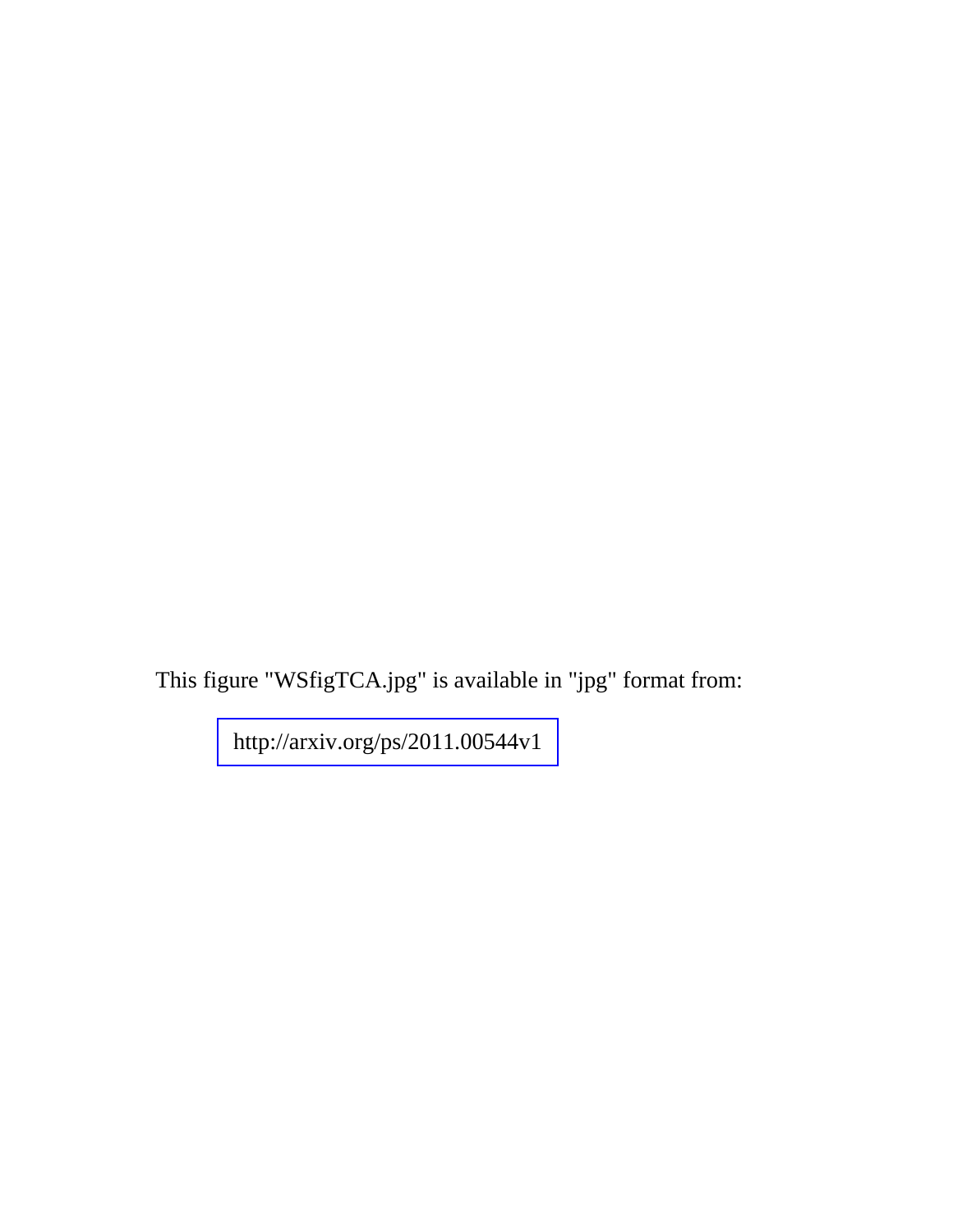This figure "WSfigTCA.jpg" is available in "jpg" format from:

http://arxiv.org/ps/2011.00544v1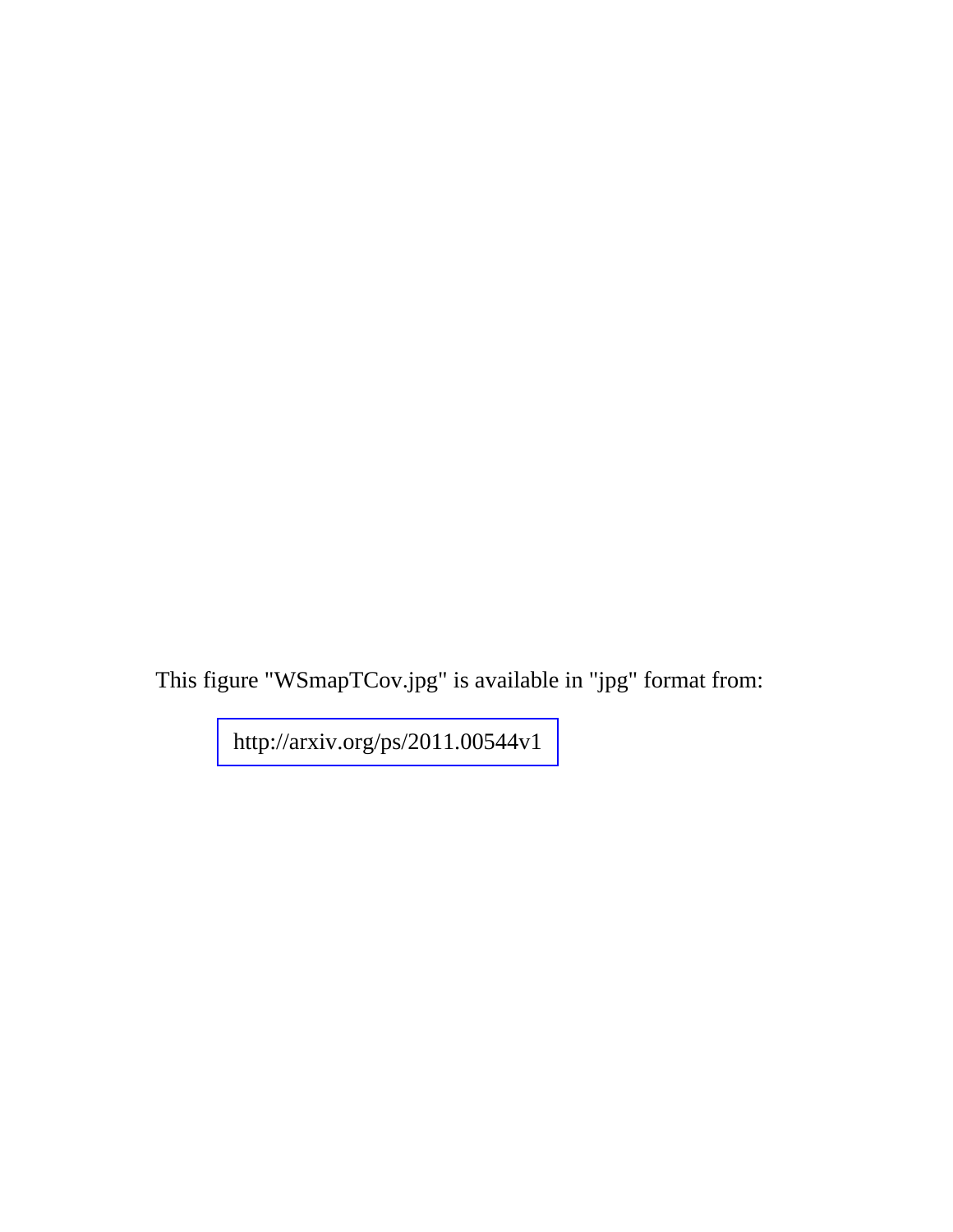This figure "WSmapTCov.jpg" is available in "jpg" format from:

http://arxiv.org/ps/2011.00544v1